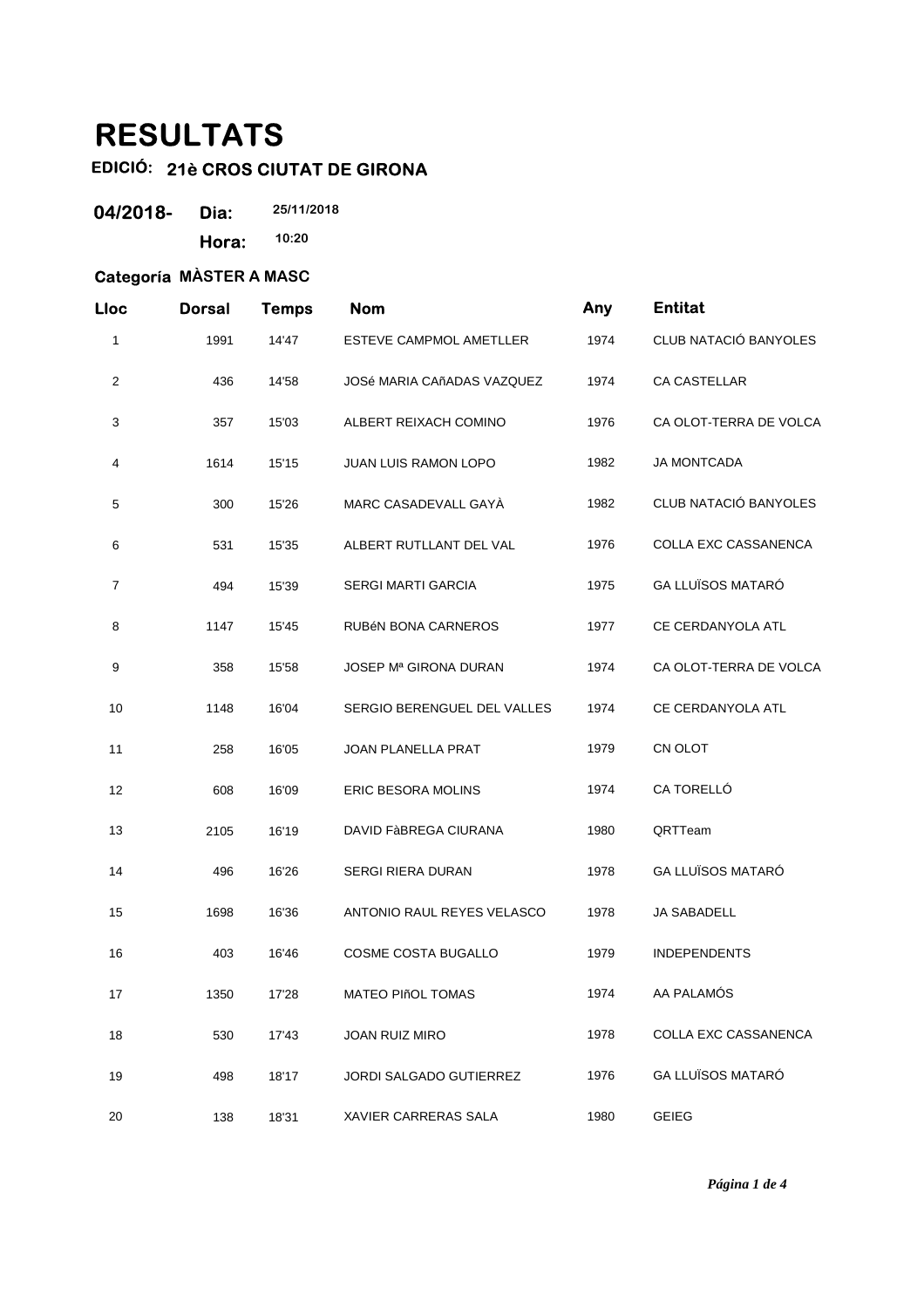# RESULTATS

**EDICIÓ: 21è CROS CIUTAT DE GIRONA**

**04/2018-** **Dia:** 25/11/2018

**Hora:** 10:20

**Categoría MÀSTER A MASC**

| Lloc | Dorsal | Temps | Nom | Any | Entitat |
|---|---|---|---|---|---|
| 1 | 1991 | 14'47 | ESTEVE CAMPMOL AMETLLER | 1974 | CLUB NATACIÓ BANYOLES |
| 2 | 436 | 14'58 | JOSé MARIA CAñADAS VAZQUEZ | 1974 | CA CASTELLAR |
| 3 | 357 | 15'03 | ALBERT REIXACH COMINO | 1976 | CA OLOT-TERRA DE VOLCA |
| 4 | 1614 | 15'15 | JUAN LUIS RAMON LOPO | 1982 | JA MONTCADA |
| 5 | 300 | 15'26 | MARC CASADEVALL GAYÀ | 1982 | CLUB NATACIÓ BANYOLES |
| 6 | 531 | 15'35 | ALBERT RUTLLANT DEL VAL | 1976 | COLLA EXC CASSANENCA |
| 7 | 494 | 15'39 | SERGI MARTI GARCIA | 1975 | GA LLUÏSOS MATARÓ |
| 8 | 1147 | 15'45 | RUBéN BONA CARNEROS | 1977 | CE CERDANYOLA ATL |
| 9 | 358 | 15'58 | JOSEP Mª GIRONA DURAN | 1974 | CA OLOT-TERRA DE VOLCA |
| 10 | 1148 | 16'04 | SERGIO BERENGUEL DEL VALLES | 1974 | CE CERDANYOLA ATL |
| 11 | 258 | 16'05 | JOAN PLANELLA PRAT | 1979 | CN OLOT |
| 12 | 608 | 16'09 | ERIC BESORA MOLINS | 1974 | CA TORELLÓ |
| 13 | 2105 | 16'19 | DAVID FàBREGA CIURANA | 1980 | QRTTeam |
| 14 | 496 | 16'26 | SERGI RIERA DURAN | 1978 | GA LLUÏSOS MATARÓ |
| 15 | 1698 | 16'36 | ANTONIO RAUL REYES VELASCO | 1978 | JA SABADELL |
| 16 | 403 | 16'46 | COSME COSTA BUGALLO | 1979 | INDEPENDENTS |
| 17 | 1350 | 17'28 | MATEO PIñOL TOMAS | 1974 | AA PALAMÓS |
| 18 | 530 | 17'43 | JOAN RUIZ MIRO | 1978 | COLLA EXC CASSANENCA |
| 19 | 498 | 18'17 | JORDI SALGADO GUTIERREZ | 1976 | GA LLUÏSOS MATARÓ |
| 20 | 138 | 18'31 | XAVIER CARRERAS SALA | 1980 | GEIEG |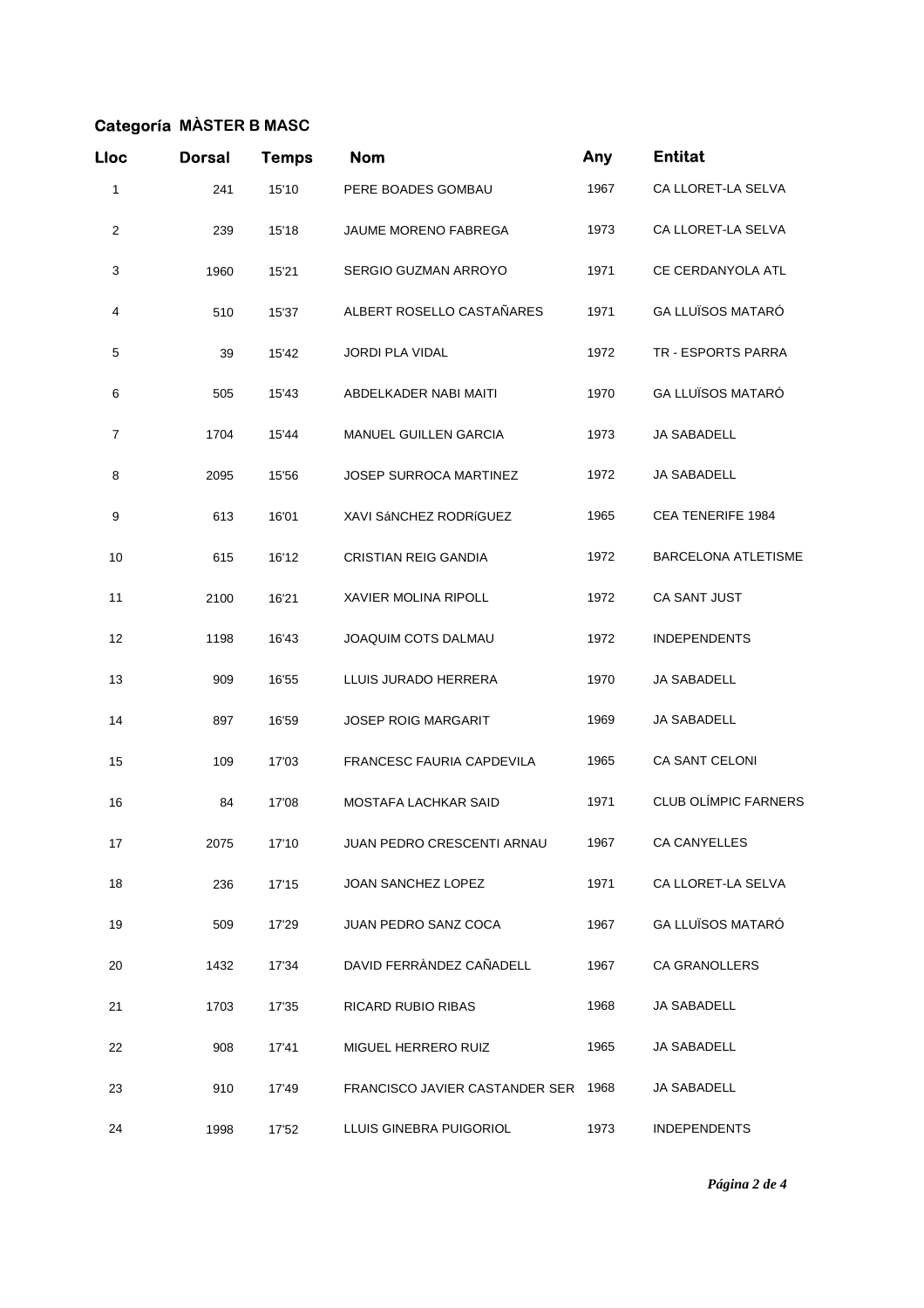**Categoría MÀSTER B MASC**

| Lloc | Dorsal | Temps | Nom | Any | Entitat |
|---|---|---|---|---|---|
| 1 | 241 | 15'10 | PERE BOADES GOMBAU | 1967 | CA LLORET-LA SELVA |
| 2 | 239 | 15'18 | JAUME MORENO FABREGA | 1973 | CA LLORET-LA SELVA |
| 3 | 1960 | 15'21 | SERGIO GUZMAN ARROYO | 1971 | CE CERDANYOLA ATL |
| 4 | 510 | 15'37 | ALBERT ROSELLO CASTAÑARES | 1971 | GA LLUÏSOS MATARÓ |
| 5 | 39 | 15'42 | JORDI PLA VIDAL | 1972 | TR - ESPORTS PARRA |
| 6 | 505 | 15'43 | ABDELKADER NABI MAITI | 1970 | GA LLUÏSOS MATARÓ |
| 7 | 1704 | 15'44 | MANUEL GUILLEN GARCIA | 1973 | JA SABADELL |
| 8 | 2095 | 15'56 | JOSEP SURROCA MARTINEZ | 1972 | JA SABADELL |
| 9 | 613 | 16'01 | XAVI SáNCHEZ RODRíGUEZ | 1965 | CEA TENERIFE 1984 |
| 10 | 615 | 16'12 | CRISTIAN REIG GANDIA | 1972 | BARCELONA ATLETISME |
| 11 | 2100 | 16'21 | XAVIER MOLINA RIPOLL | 1972 | CA SANT JUST |
| 12 | 1198 | 16'43 | JOAQUIM COTS DALMAU | 1972 | INDEPENDENTS |
| 13 | 909 | 16'55 | LLUIS JURADO HERRERA | 1970 | JA SABADELL |
| 14 | 897 | 16'59 | JOSEP ROIG MARGARIT | 1969 | JA SABADELL |
| 15 | 109 | 17'03 | FRANCESC FAURIA CAPDEVILA | 1965 | CA SANT CELONI |
| 16 | 84 | 17'08 | MOSTAFA LACHKAR SAID | 1971 | CLUB OLÍMPIC FARNERS |
| 17 | 2075 | 17'10 | JUAN PEDRO CRESCENTI ARNAU | 1967 | CA CANYELLES |
| 18 | 236 | 17'15 | JOAN SANCHEZ LOPEZ | 1971 | CA LLORET-LA SELVA |
| 19 | 509 | 17'29 | JUAN PEDRO SANZ COCA | 1967 | GA LLUÏSOS MATARÓ |
| 20 | 1432 | 17'34 | DAVID FERRÀNDEZ CAÑADELL | 1967 | CA GRANOLLERS |
| 21 | 1703 | 17'35 | RICARD RUBIO RIBAS | 1968 | JA SABADELL |
| 22 | 908 | 17'41 | MIGUEL HERRERO RUIZ | 1965 | JA SABADELL |
| 23 | 910 | 17'49 | FRANCISCO JAVIER CASTANDER SER | 1968 | JA SABADELL |
| 24 | 1998 | 17'52 | LLUIS GINEBRA PUIGORIOL | 1973 | INDEPENDENTS |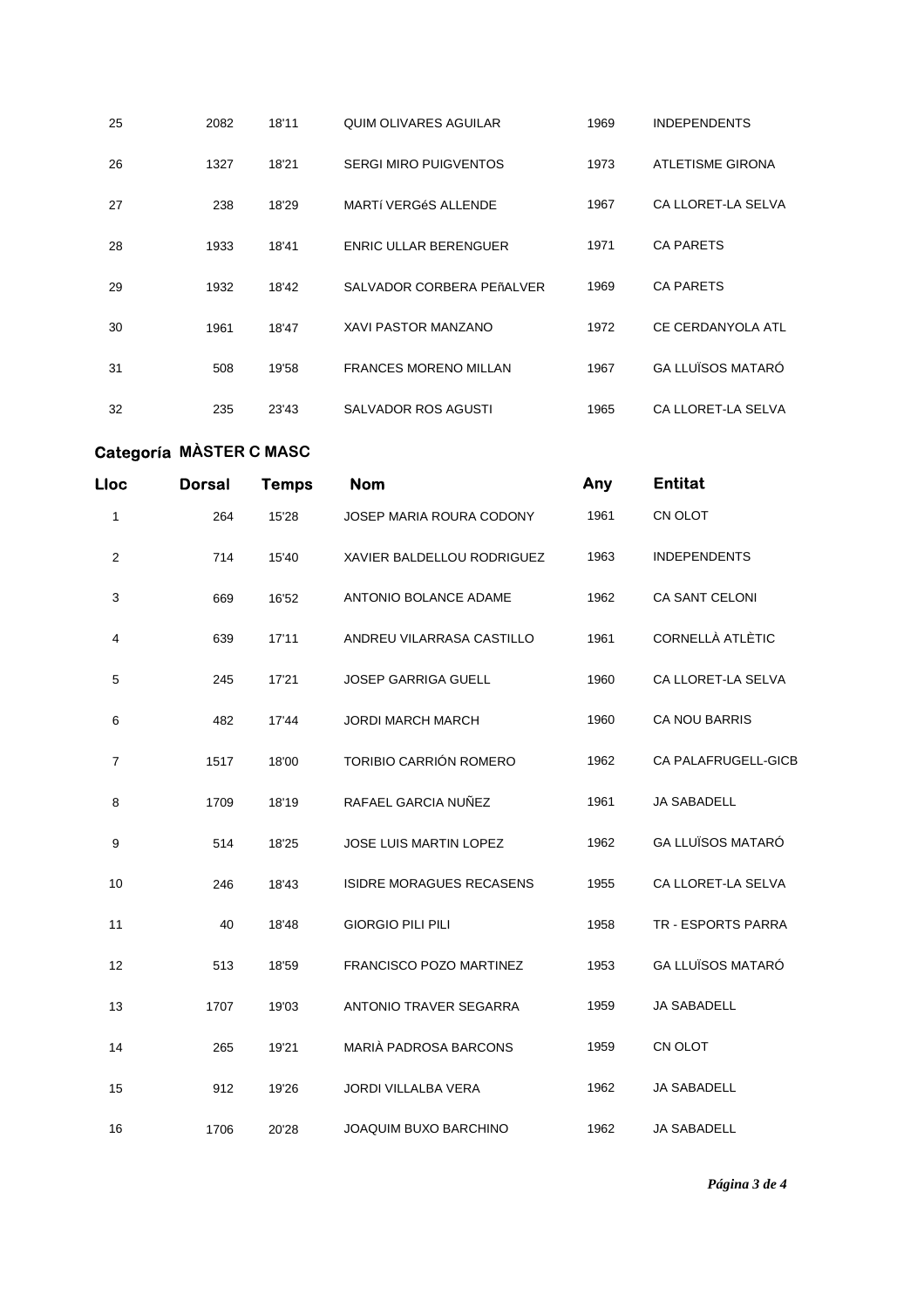| 25 | 2082 | 18'11 | QUIM OLIVARES AGUILAR | 1969 | INDEPENDENTS |
|---|---|---|---|---|---|
| 26 | 1327 | 18'21 | SERGI MIRO PUIGVENTOS | 1973 | ATLETISME GIRONA |
| 27 | 238 | 18'29 | MARTí VERGéS ALLENDE | 1967 | CA LLORET-LA SELVA |
| 28 | 1933 | 18'41 | ENRIC ULLAR BERENGUER | 1971 | CA PARETS |
| 29 | 1932 | 18'42 | SALVADOR CORBERA PEñALVER | 1969 | CA PARETS |
| 30 | 1961 | 18'47 | XAVI PASTOR MANZANO | 1972 | CE CERDANYOLA ATL |
| 31 | 508 | 19'58 | FRANCES MORENO MILLAN | 1967 | GA LLUÏSOS MATARÓ |
| 32 | 235 | 23'43 | SALVADOR ROS AGUSTI | 1965 | CA LLORET-LA SELVA |

## Categoría MÀSTER C MASC

| Lloc | Dorsal | Temps | Nom | Any | Entitat |
|---|---|---|---|---|---|
| 1 | 264 | 15'28 | JOSEP MARIA ROURA CODONY | 1961 | CN OLOT |
| 2 | 714 | 15'40 | XAVIER BALDELLOU RODRIGUEZ | 1963 | INDEPENDENTS |
| 3 | 669 | 16'52 | ANTONIO BOLANCE ADAME | 1962 | CA SANT CELONI |
| 4 | 639 | 17'11 | ANDREU VILARRASA CASTILLO | 1961 | CORNELLÀ ATLÈTIC |
| 5 | 245 | 17'21 | JOSEP GARRIGA GUELL | 1960 | CA LLORET-LA SELVA |
| 6 | 482 | 17'44 | JORDI MARCH MARCH | 1960 | CA NOU BARRIS |
| 7 | 1517 | 18'00 | TORIBIO CARRIÓN ROMERO | 1962 | CA PALAFRUGELL-GICB |
| 8 | 1709 | 18'19 | RAFAEL GARCIA NUÑEZ | 1961 | JA SABADELL |
| 9 | 514 | 18'25 | JOSE LUIS MARTIN LOPEZ | 1962 | GA LLUÏSOS MATARÓ |
| 10 | 246 | 18'43 | ISIDRE MORAGUES RECASENS | 1955 | CA LLORET-LA SELVA |
| 11 | 40 | 18'48 | GIORGIO PILI PILI | 1958 | TR - ESPORTS PARRA |
| 12 | 513 | 18'59 | FRANCISCO POZO MARTINEZ | 1953 | GA LLUÏSOS MATARÓ |
| 13 | 1707 | 19'03 | ANTONIO TRAVER SEGARRA | 1959 | JA SABADELL |
| 14 | 265 | 19'21 | MARIÀ PADROSA BARCONS | 1959 | CN OLOT |
| 15 | 912 | 19'26 | JORDI VILLALBA VERA | 1962 | JA SABADELL |
| 16 | 1706 | 20'28 | JOAQUIM BUXO BARCHINO | 1962 | JA SABADELL |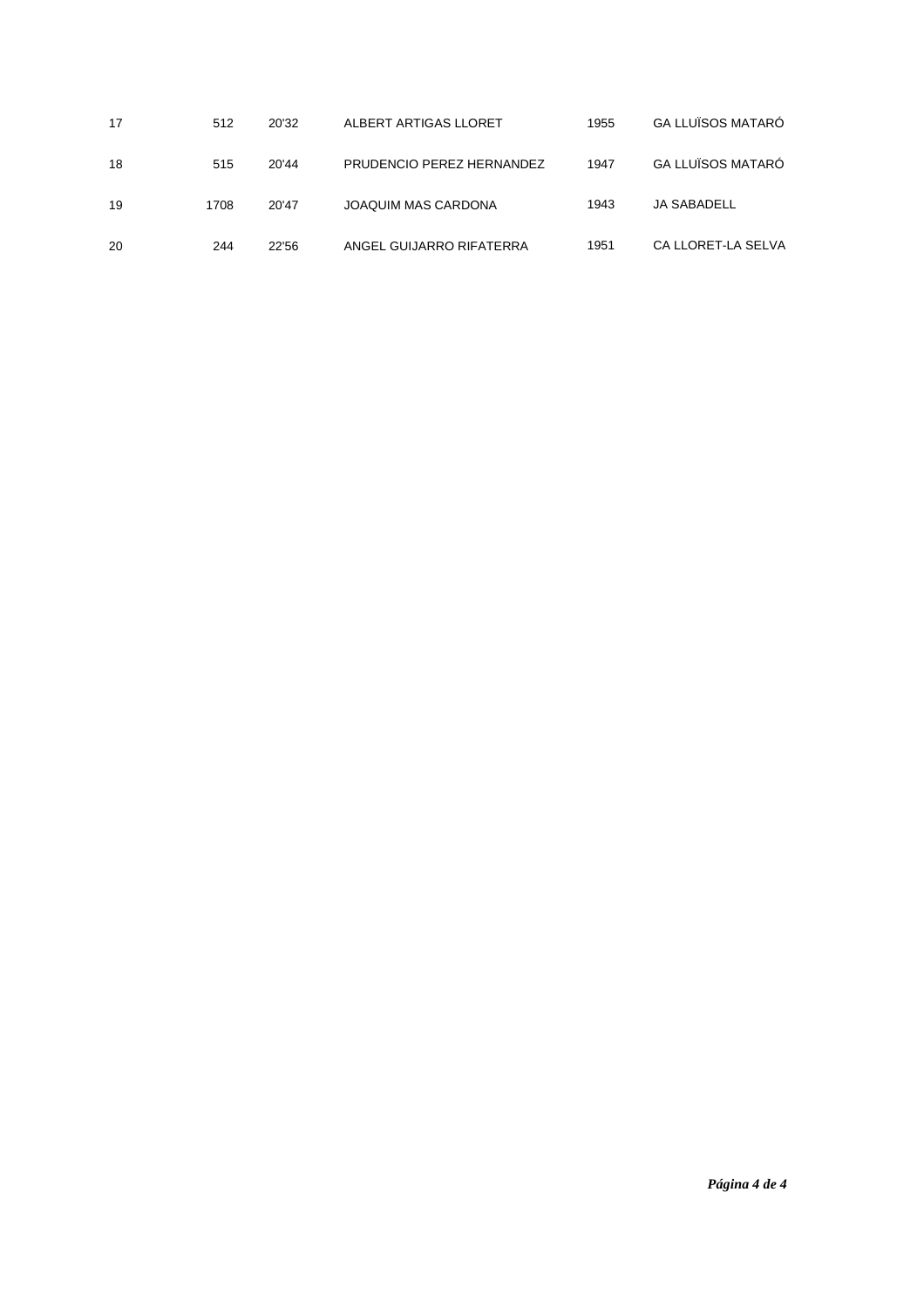| | | | | | |
|---|---|---|---|---|---|
| 17 | 512 | 20'32 | ALBERT ARTIGAS LLORET | 1955 | GA LLUÏSOS MATARÓ |
| 18 | 515 | 20'44 | PRUDENCIO PEREZ HERNANDEZ | 1947 | GA LLUÏSOS MATARÓ |
| 19 | 1708 | 20'47 | JOAQUIM MAS CARDONA | 1943 | JA SABADELL |
| 20 | 244 | 22'56 | ANGEL GUIJARRO RIFATERRA | 1951 | CA LLORET-LA SELVA |